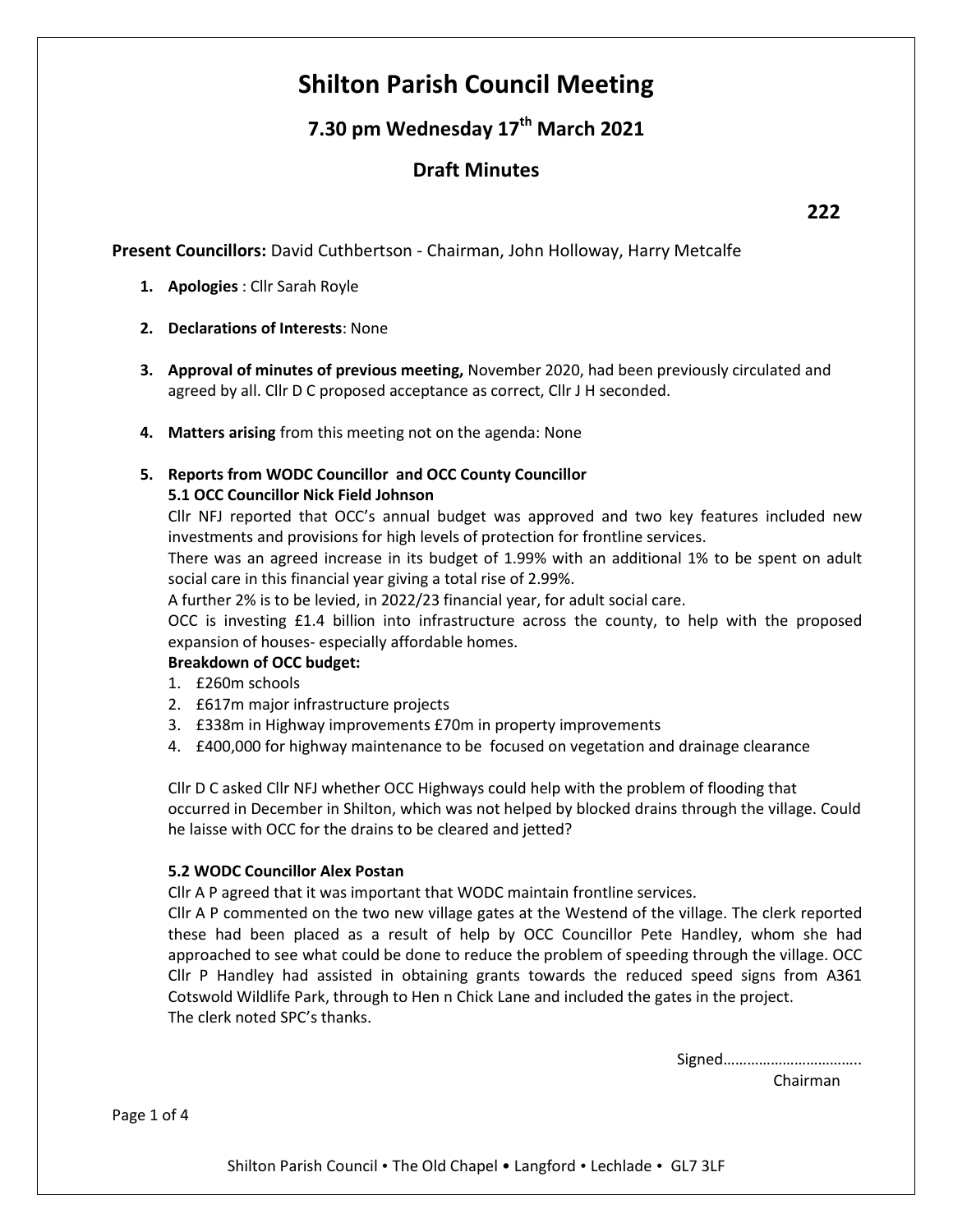# Shilton Parish Council Meeting

## 7.30 pm Wednesday 17th March 2021

## Draft Minutes

**222**

**Present Councillors:** David Cuthbertson - Chairman, John Holloway, Harry Metcalfe

1. **Apologies** : Cllr Sarah Royle

2. **Declarations of Interests**: None

3. **Approval of minutes of previous meeting,** November 2020, had been previously circulated and agreed by all. Cllr D C proposed acceptance as correct, Cllr J H seconded.

4. **Matters arising** from this meeting not on the agenda: None

5. **Reports from WODC Councillor and OCC County Councillor**

   **5.1 OCC Councillor Nick Field Johnson**

   Cllr NFJ reported that OCC's annual budget was approved and two key features included new investments and provisions for high levels of protection for frontline services.

   There was an agreed increase in its budget of 1.99% with an additional 1% to be spent on adult social care in this financial year giving a total rise of 2.99%.

   A further 2% is to be levied, in 2022/23 financial year, for adult social care.

   OCC is investing £1.4 billion into infrastructure across the county, to help with the proposed expansion of houses- especially affordable homes.

   **Breakdown of OCC budget:**

   1. £260m schools
   2. £617m major infrastructure projects
   3. £338m in Highway improvements £70m in property improvements
   4. £400,000 for highway maintenance to be focused on vegetation and drainage clearance

   Cllr D C asked Cllr NFJ whether OCC Highways could help with the problem of flooding that occurred in December in Shilton, which was not helped by blocked drains through the village. Could he laisse with OCC for the drains to be cleared and jetted?

   **5.2 WODC Councillor Alex Postan**

   Cllr A P agreed that it was important that WODC maintain frontline services.

   Cllr A P commented on the two new village gates at the Westend of the village. The clerk reported these had been placed as a result of help by OCC Councillor Pete Handley, whom she had approached to see what could be done to reduce the problem of speeding through the village. OCC Cllr P Handley had assisted in obtaining grants towards the reduced speed signs from A361 Cotswold Wildlife Park, through to Hen n Chick Lane and included the gates in the project.

   The clerk noted SPC's thanks.

Signed……………………………..
Chairman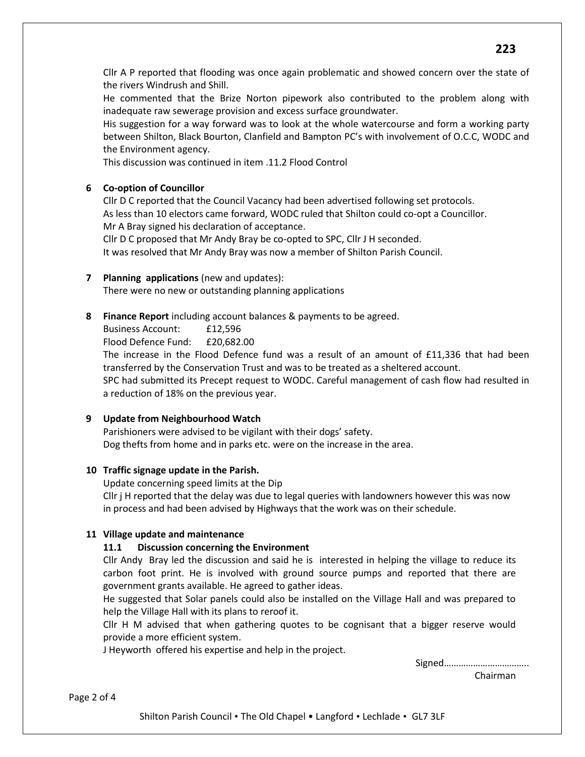Cllr A P reported that flooding was once again problematic and showed concern over the state of the rivers Windrush and Shill.

He commented that the Brize Norton pipework also contributed to the problem along with inadequate raw sewerage provision and excess surface groundwater.

His suggestion for a way forward was to look at the whole watercourse and form a working party between Shilton, Black Bourton, Clanfield and Bampton PC's with involvement of O.C.C, WODC and the Environment agency.

This discussion was continued in item .11.2 Flood Control

**6 Co-option of Councillor**

Cllr D C reported that the Council Vacancy had been advertised following set protocols.
As less than 10 electors came forward, WODC ruled that Shilton could co-opt a Councillor.
Mr A Bray signed his declaration of acceptance.
Cllr D C proposed that Mr Andy Bray be co-opted to SPC, Cllr J H seconded.
It was resolved that Mr Andy Bray was now a member of Shilton Parish Council.

**7 Planning applications** (new and updates):

There were no new or outstanding planning applications

**8 Finance Report** including account balances & payments to be agreed.

Business Account: £12,596
Flood Defence Fund: £20,682.00

The increase in the Flood Defence fund was a result of an amount of £11,336 that had been transferred by the Conservation Trust and was to be treated as a sheltered account.

SPC had submitted its Precept request to WODC. Careful management of cash flow had resulted in a reduction of 18% on the previous year.

**9 Update from Neighbourhood Watch**

Parishioners were advised to be vigilant with their dogs' safety.
Dog thefts from home and in parks etc. were on the increase in the area.

**10 Traffic signage update in the Parish.**

Update concerning speed limits at the Dip
Cllr j H reported that the delay was due to legal queries with landowners however this was now in process and had been advised by Highways that the work was on their schedule.

**11 Village update and maintenance**

**11.1 Discussion concerning the Environment**

Cllr Andy Bray led the discussion and said he is interested in helping the village to reduce its carbon foot print. He is involved with ground source pumps and reported that there are government grants available. He agreed to gather ideas.

He suggested that Solar panels could also be installed on the Village Hall and was prepared to help the Village Hall with its plans to reroof it.

Cllr H M advised that when gathering quotes to be cognisant that a bigger reserve would provide a more efficient system.

J Heyworth offered his expertise and help in the project.

Signed……………………………..
Chairman

Shilton Parish Council • The Old Chapel • Langford • Lechlade • GL7 3LF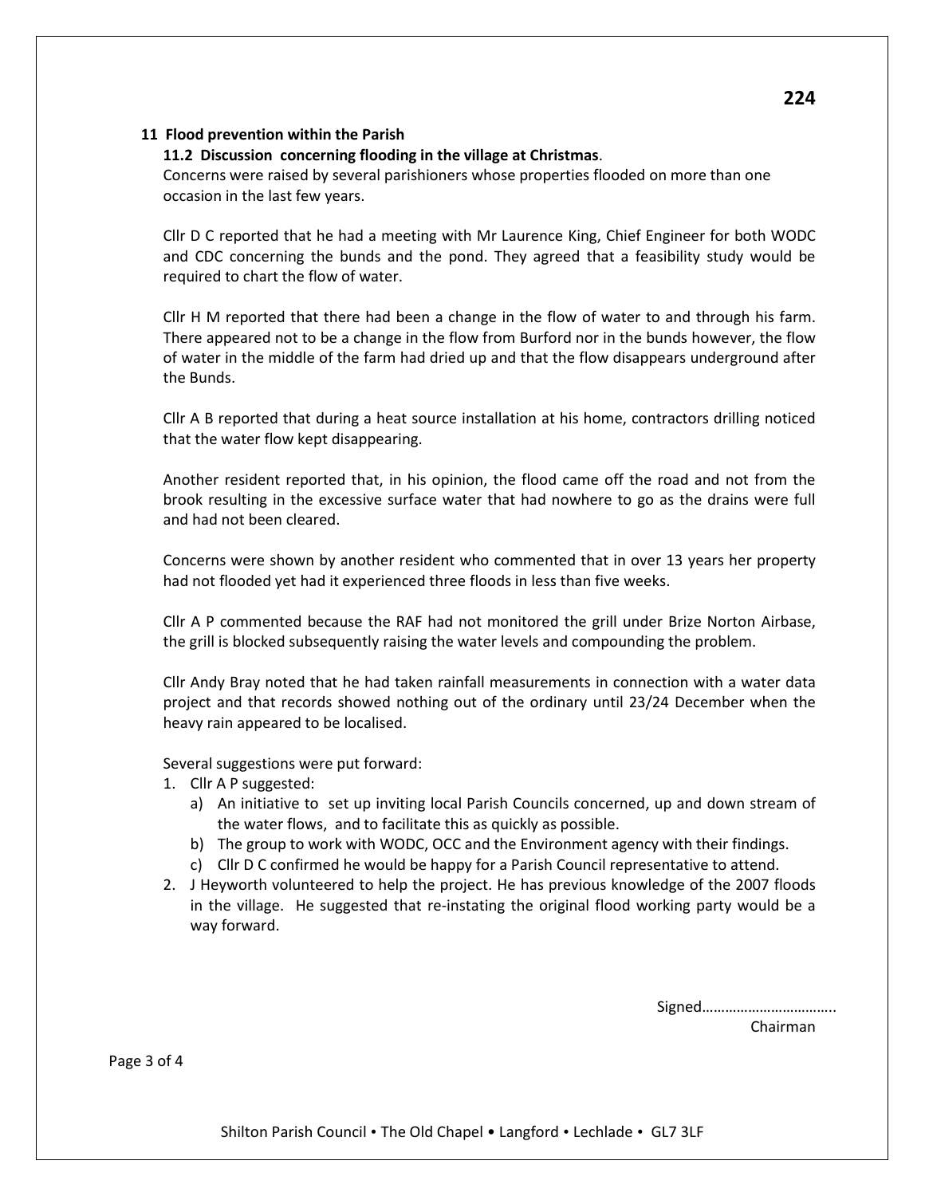## 11 Flood prevention within the Parish

### 11.2 Discussion concerning flooding in the village at Christmas.

Concerns were raised by several parishioners whose properties flooded on more than one occasion in the last few years.

Cllr D C reported that he had a meeting with Mr Laurence King, Chief Engineer for both WODC and CDC concerning the bunds and the pond. They agreed that a feasibility study would be required to chart the flow of water.

Cllr H M reported that there had been a change in the flow of water to and through his farm. There appeared not to be a change in the flow from Burford nor in the bunds however, the flow of water in the middle of the farm had dried up and that the flow disappears underground after the Bunds.

Cllr A B reported that during a heat source installation at his home, contractors drilling noticed that the water flow kept disappearing.

Another resident reported that, in his opinion, the flood came off the road and not from the brook resulting in the excessive surface water that had nowhere to go as the drains were full and had not been cleared.

Concerns were shown by another resident who commented that in over 13 years her property had not flooded yet had it experienced three floods in less than five weeks.

Cllr A P commented because the RAF had not monitored the grill under Brize Norton Airbase, the grill is blocked subsequently raising the water levels and compounding the problem.

Cllr Andy Bray noted that he had taken rainfall measurements in connection with a water data project and that records showed nothing out of the ordinary until 23/24 December when the heavy rain appeared to be localised.

Several suggestions were put forward:

1. Cllr A P suggested:
   a) An initiative to set up inviting local Parish Councils concerned, up and down stream of the water flows, and to facilitate this as quickly as possible.
   b) The group to work with WODC, OCC and the Environment agency with their findings.
   c) Cllr D C confirmed he would be happy for a Parish Council representative to attend.
2. J Heyworth volunteered to help the project. He has previous knowledge of the 2007 floods in the village. He suggested that re-instating the original flood working party would be a way forward.

Signed……………………………..
Chairman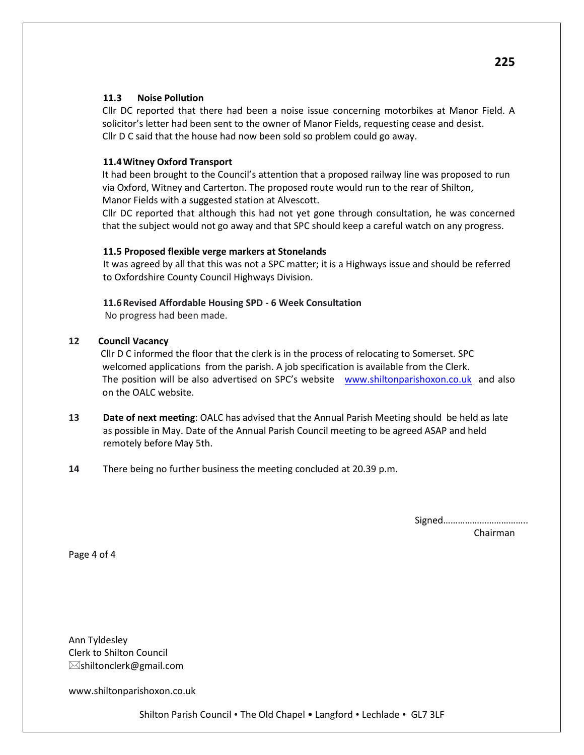### 11.3 Noise Pollution

Cllr DC reported that there had been a noise issue concerning motorbikes at Manor Field. A solicitor's letter had been sent to the owner of Manor Fields, requesting cease and desist. Cllr D C said that the house had now been sold so problem could go away.

### 11.4 Witney Oxford Transport

It had been brought to the Council's attention that a proposed railway line was proposed to run via Oxford, Witney and Carterton. The proposed route would run to the rear of Shilton, Manor Fields with a suggested station at Alvescott.

Cllr DC reported that although this had not yet gone through consultation, he was concerned that the subject would not go away and that SPC should keep a careful watch on any progress.

### 11.5 Proposed flexible verge markers at Stonelands

It was agreed by all that this was not a SPC matter; it is a Highways issue and should be referred to Oxfordshire County Council Highways Division.

### 11.6 Revised Affordable Housing SPD - 6 Week Consultation

No progress had been made.

## 12 Council Vacancy

Cllr D C informed the floor that the clerk is in the process of relocating to Somerset. SPC welcomed applications from the parish. A job specification is available from the Clerk. The position will be also advertised on SPC's website [www.shiltonparishoxon.co.uk](http://www.shiltonparishoxon.co.uk) and also on the OALC website.

**13** **Date of next meeting**: OALC has advised that the Annual Parish Meeting should be held as late as possible in May. Date of the Annual Parish Council meeting to be agreed ASAP and held remotely before May 5th.

**14** There being no further business the meeting concluded at 20.39 p.m.

Signed……………………………..
Chairman

Ann Tyldesley
Clerk to Shilton Council
✉shiltonclerk@gmail.com

www.shiltonparishoxon.co.uk

Shilton Parish Council • The Old Chapel • Langford • Lechlade • GL7 3LF